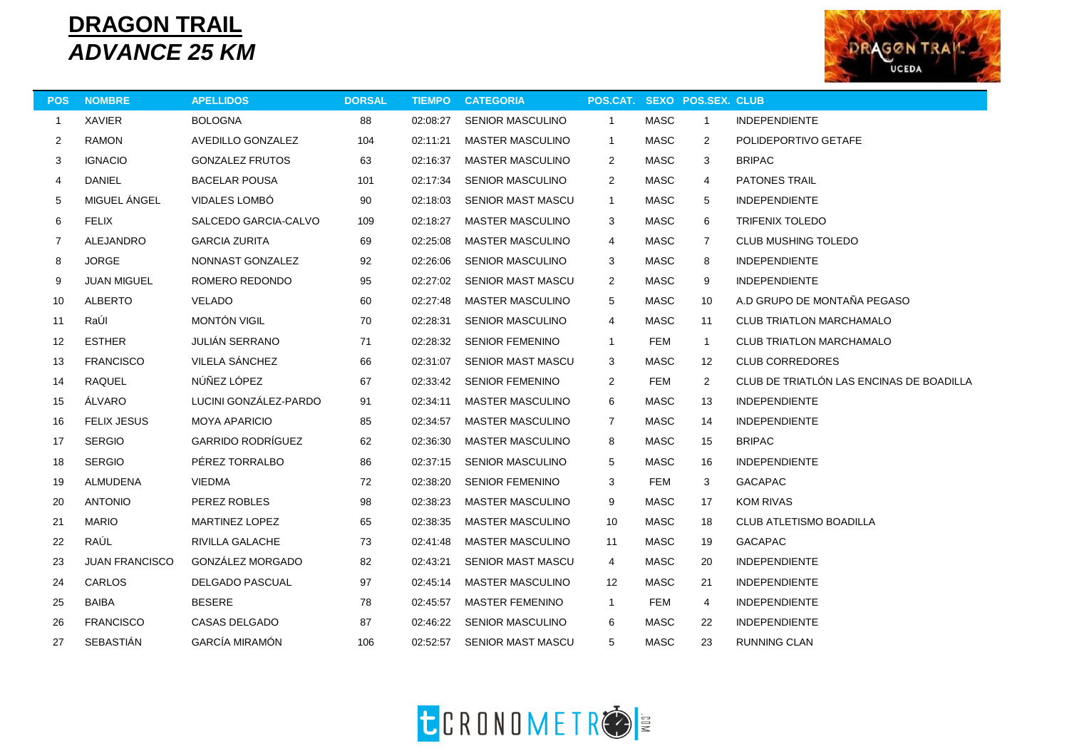# DRAGON TRAIL
## *ADVANCE 25 KM*

| POS | NOMBRE | APELLIDOS | DORSAL | TIEMPO | CATEGORIA | POS.CAT. | SEXO | POS.SEX. | CLUB |
|---|---|---|---|---|---|---|---|---|---|
| 1 | XAVIER | BOLOGNA | 88 | 02:08:27 | SENIOR MASCULINO | 1 | MASC | 1 | INDEPENDIENTE |
| 2 | RAMON | AVEDILLO GONZALEZ | 104 | 02:11:21 | MASTER MASCULINO | 1 | MASC | 2 | POLIDEPORTIVO GETAFE |
| 3 | IGNACIO | GONZALEZ FRUTOS | 63 | 02:16:37 | MASTER MASCULINO | 2 | MASC | 3 | BRIPAC |
| 4 | DANIEL | BACELAR POUSA | 101 | 02:17:34 | SENIOR MASCULINO | 2 | MASC | 4 | PATONES TRAIL |
| 5 | MIGUEL ÁNGEL | VIDALES LOMBÓ | 90 | 02:18:03 | SENIOR MAST MASCU | 1 | MASC | 5 | INDEPENDIENTE |
| 6 | FELIX | SALCEDO GARCIA-CALVO | 109 | 02:18:27 | MASTER MASCULINO | 3 | MASC | 6 | TRIFENIX TOLEDO |
| 7 | ALEJANDRO | GARCIA ZURITA | 69 | 02:25:08 | MASTER MASCULINO | 4 | MASC | 7 | CLUB MUSHING TOLEDO |
| 8 | JORGE | NONNAST GONZALEZ | 92 | 02:26:06 | SENIOR MASCULINO | 3 | MASC | 8 | INDEPENDIENTE |
| 9 | JUAN MIGUEL | ROMERO REDONDO | 95 | 02:27:02 | SENIOR MAST MASCU | 2 | MASC | 9 | INDEPENDIENTE |
| 10 | ALBERTO | VELADO | 60 | 02:27:48 | MASTER MASCULINO | 5 | MASC | 10 | A.D GRUPO DE MONTAÑA PEGASO |
| 11 | RaÚl | MONTÓN VIGIL | 70 | 02:28:31 | SENIOR MASCULINO | 4 | MASC | 11 | CLUB TRIATLON MARCHAMALO |
| 12 | ESTHER | JULIÁN SERRANO | 71 | 02:28:32 | SENIOR FEMENINO | 1 | FEM | 1 | CLUB TRIATLON MARCHAMALO |
| 13 | FRANCISCO | VILELA SÁNCHEZ | 66 | 02:31:07 | SENIOR MAST MASCU | 3 | MASC | 12 | CLUB CORREDORES |
| 14 | RAQUEL | NÚÑEZ LÓPEZ | 67 | 02:33:42 | SENIOR FEMENINO | 2 | FEM | 2 | CLUB DE TRIATLÓN LAS ENCINAS DE BOADILLA |
| 15 | ÁLVARO | LUCINI GONZÁLEZ-PARDO | 91 | 02:34:11 | MASTER MASCULINO | 6 | MASC | 13 | INDEPENDIENTE |
| 16 | FELIX JESUS | MOYA APARICIO | 85 | 02:34:57 | MASTER MASCULINO | 7 | MASC | 14 | INDEPENDIENTE |
| 17 | SERGIO | GARRIDO RODRÍGUEZ | 62 | 02:36:30 | MASTER MASCULINO | 8 | MASC | 15 | BRIPAC |
| 18 | SERGIO | PÉREZ TORRALBO | 86 | 02:37:15 | SENIOR MASCULINO | 5 | MASC | 16 | INDEPENDIENTE |
| 19 | ALMUDENA | VIEDMA | 72 | 02:38:20 | SENIOR FEMENINO | 3 | FEM | 3 | GACAPAC |
| 20 | ANTONIO | PEREZ ROBLES | 98 | 02:38:23 | MASTER MASCULINO | 9 | MASC | 17 | KOM RIVAS |
| 21 | MARIO | MARTINEZ LOPEZ | 65 | 02:38:35 | MASTER MASCULINO | 10 | MASC | 18 | CLUB ATLETISMO BOADILLA |
| 22 | RAÚL | RIVILLA GALACHE | 73 | 02:41:48 | MASTER MASCULINO | 11 | MASC | 19 | GACAPAC |
| 23 | JUAN FRANCISCO | GONZÁLEZ MORGADO | 82 | 02:43:21 | SENIOR MAST MASCU | 4 | MASC | 20 | INDEPENDIENTE |
| 24 | CARLOS | DELGADO PASCUAL | 97 | 02:45:14 | MASTER MASCULINO | 12 | MASC | 21 | INDEPENDIENTE |
| 25 | BAIBA | BESERE | 78 | 02:45:57 | MASTER FEMENINO | 1 | FEM | 4 | INDEPENDIENTE |
| 26 | FRANCISCO | CASAS DELGADO | 87 | 02:46:22 | SENIOR MASCULINO | 6 | MASC | 22 | INDEPENDIENTE |
| 27 | SEBASTIÁN | GARCÍA MIRAMÓN | 106 | 02:52:57 | SENIOR MAST MASCU | 5 | MASC | 23 | RUNNING CLAN |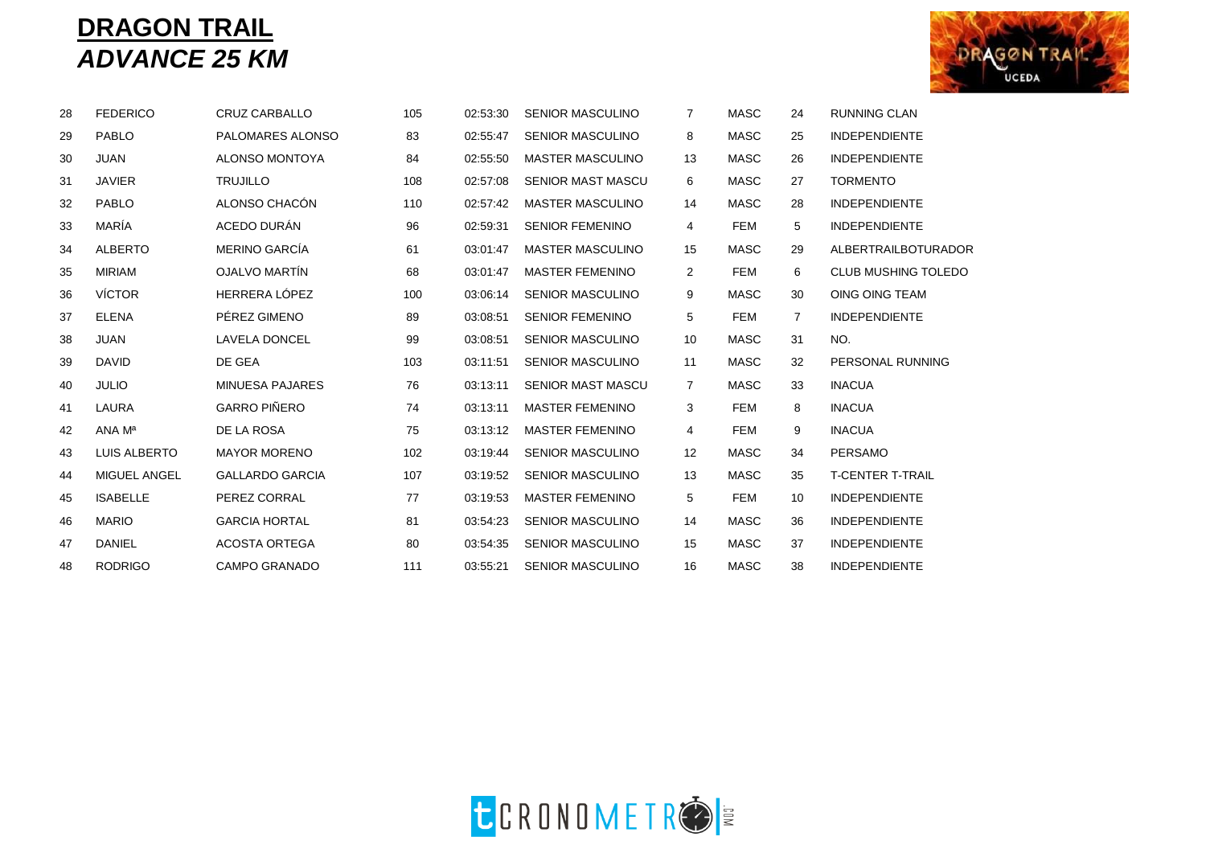# DRAGON TRAIL

## *ADVANCE 25 KM*

| | | | | | | | | | |
|---|---|---|---|---|---|---|---|---|---|
| 28 | FEDERICO | CRUZ CARBALLO | 105 | 02:53:30 | SENIOR MASCULINO | 7 | MASC | 24 | RUNNING CLAN |
| 29 | PABLO | PALOMARES ALONSO | 83 | 02:55:47 | SENIOR MASCULINO | 8 | MASC | 25 | INDEPENDIENTE |
| 30 | JUAN | ALONSO MONTOYA | 84 | 02:55:50 | MASTER MASCULINO | 13 | MASC | 26 | INDEPENDIENTE |
| 31 | JAVIER | TRUJILLO | 108 | 02:57:08 | SENIOR MAST MASCU | 6 | MASC | 27 | TORMENTO |
| 32 | PABLO | ALONSO CHACÓN | 110 | 02:57:42 | MASTER MASCULINO | 14 | MASC | 28 | INDEPENDIENTE |
| 33 | MARÍA | ACEDO DURÁN | 96 | 02:59:31 | SENIOR FEMENINO | 4 | FEM | 5 | INDEPENDIENTE |
| 34 | ALBERTO | MERINO GARCÍA | 61 | 03:01:47 | MASTER MASCULINO | 15 | MASC | 29 | ALBERTRAILBOTURADOR |
| 35 | MIRIAM | OJALVO MARTÍN | 68 | 03:01:47 | MASTER FEMENINO | 2 | FEM | 6 | CLUB MUSHING TOLEDO |
| 36 | VÍCTOR | HERRERA LÓPEZ | 100 | 03:06:14 | SENIOR MASCULINO | 9 | MASC | 30 | OING OING TEAM |
| 37 | ELENA | PÉREZ GIMENO | 89 | 03:08:51 | SENIOR FEMENINO | 5 | FEM | 7 | INDEPENDIENTE |
| 38 | JUAN | LAVELA DONCEL | 99 | 03:08:51 | SENIOR MASCULINO | 10 | MASC | 31 | NO. |
| 39 | DAVID | DE GEA | 103 | 03:11:51 | SENIOR MASCULINO | 11 | MASC | 32 | PERSONAL RUNNING |
| 40 | JULIO | MINUESA PAJARES | 76 | 03:13:11 | SENIOR MAST MASCU | 7 | MASC | 33 | INACUA |
| 41 | LAURA | GARRO PIÑERO | 74 | 03:13:11 | MASTER FEMENINO | 3 | FEM | 8 | INACUA |
| 42 | ANA Mª | DE LA ROSA | 75 | 03:13:12 | MASTER FEMENINO | 4 | FEM | 9 | INACUA |
| 43 | LUIS ALBERTO | MAYOR MORENO | 102 | 03:19:44 | SENIOR MASCULINO | 12 | MASC | 34 | PERSAMO |
| 44 | MIGUEL ANGEL | GALLARDO GARCIA | 107 | 03:19:52 | SENIOR MASCULINO | 13 | MASC | 35 | T-CENTER T-TRAIL |
| 45 | ISABELLE | PEREZ CORRAL | 77 | 03:19:53 | MASTER FEMENINO | 5 | FEM | 10 | INDEPENDIENTE |
| 46 | MARIO | GARCIA HORTAL | 81 | 03:54:23 | SENIOR MASCULINO | 14 | MASC | 36 | INDEPENDIENTE |
| 47 | DANIEL | ACOSTA ORTEGA | 80 | 03:54:35 | SENIOR MASCULINO | 15 | MASC | 37 | INDEPENDIENTE |
| 48 | RODRIGO | CAMPO GRANADO | 111 | 03:55:21 | SENIOR MASCULINO | 16 | MASC | 38 | INDEPENDIENTE |